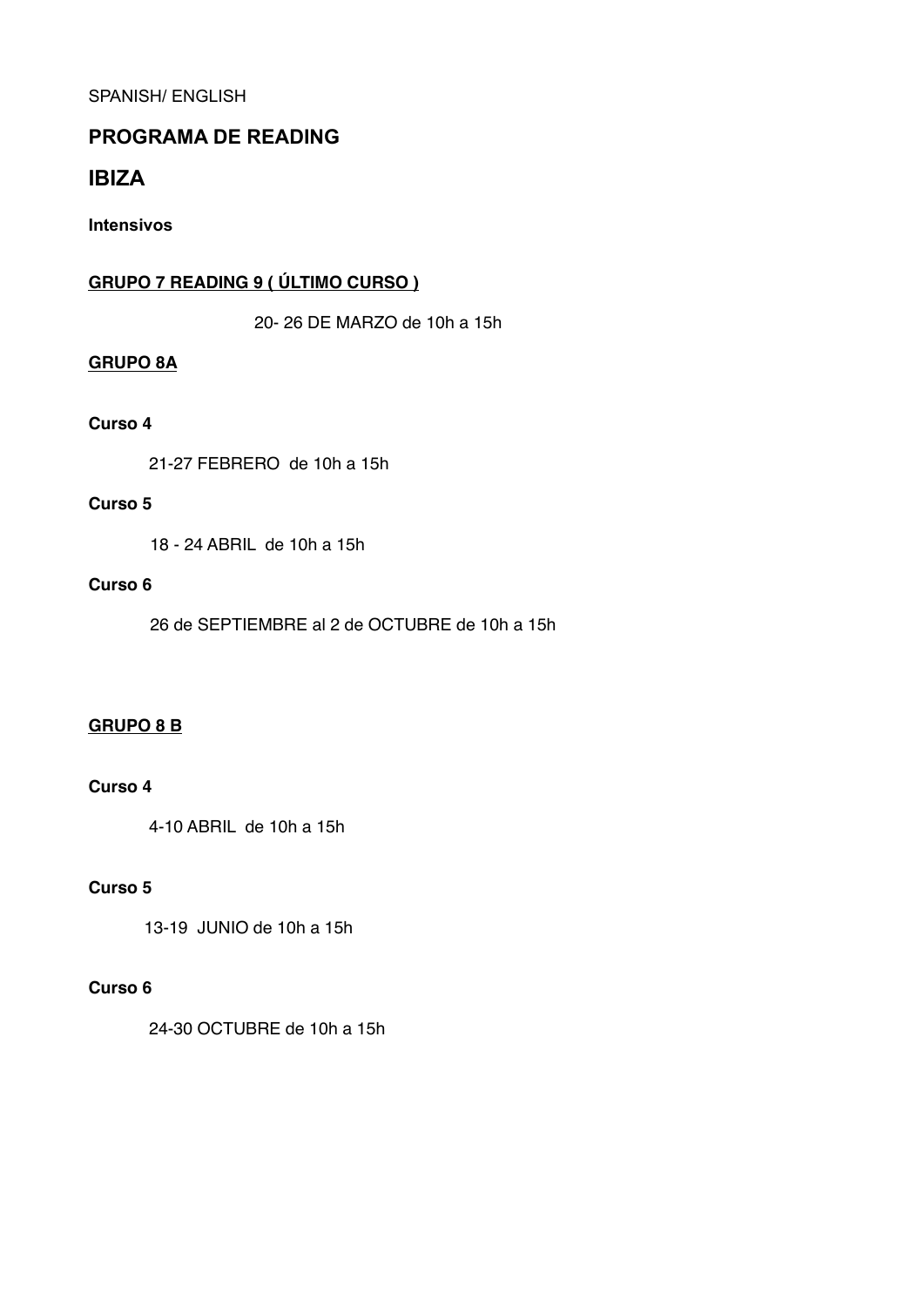SPANISH/ ENGLISH

## PROGRAMA DE READING

## IBIZA

**Intensivos**

**<u>GRUPO 7 READING 9 ( ÚLTIMO CURSO )</u>**

20- 26 DE MARZO de 10h a 15h

**<u>GRUPO 8A</u>**

**Curso 4**

21-27 FEBRERO de 10h a 15h

**Curso 5**

18 - 24 ABRIL de 10h a 15h

**Curso 6**

26 de SEPTIEMBRE al 2 de OCTUBRE de 10h a 15h

**<u>GRUPO 8 B</u>**

**Curso 4**

4-10 ABRIL de 10h a 15h

**Curso 5**

13-19 JUNIO de 10h a 15h

**Curso 6**

24-30 OCTUBRE de 10h a 15h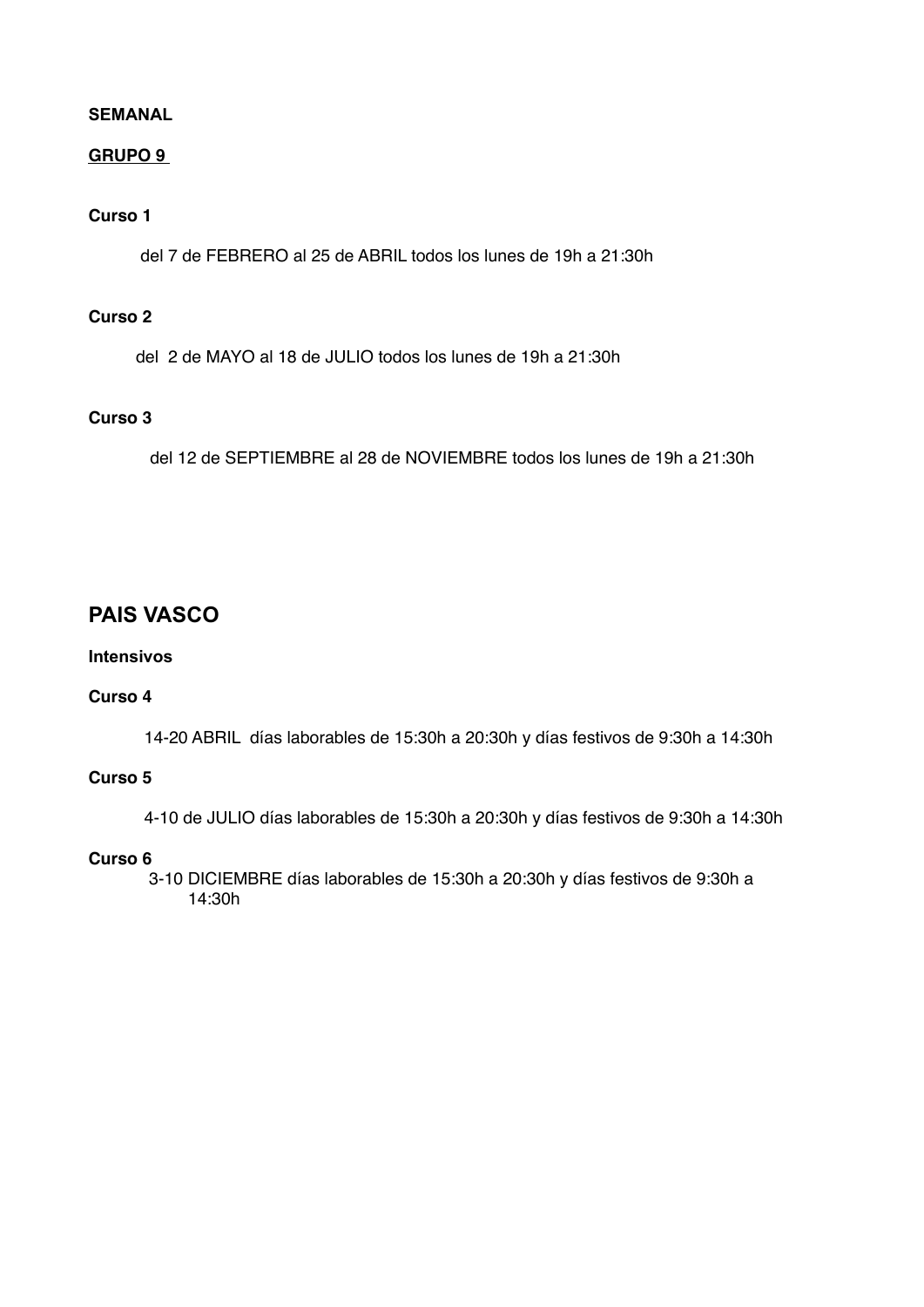**SEMANAL**

**GRUPO 9**

**Curso 1**

del 7 de FEBRERO al 25 de ABRIL todos los lunes de 19h a 21:30h

**Curso 2**

del 2 de MAYO al 18 de JULIO todos los lunes de 19h a 21:30h

**Curso 3**

del 12 de SEPTIEMBRE al 28 de NOVIEMBRE todos los lunes de 19h a 21:30h

## PAIS VASCO

**Intensivos**

**Curso 4**

14-20 ABRIL días laborables de 15:30h a 20:30h y días festivos de 9:30h a 14:30h

**Curso 5**

4-10 de JULIO días laborables de 15:30h a 20:30h y días festivos de 9:30h a 14:30h

**Curso 6**

3-10 DICIEMBRE días laborables de 15:30h a 20:30h y días festivos de 9:30h a 14:30h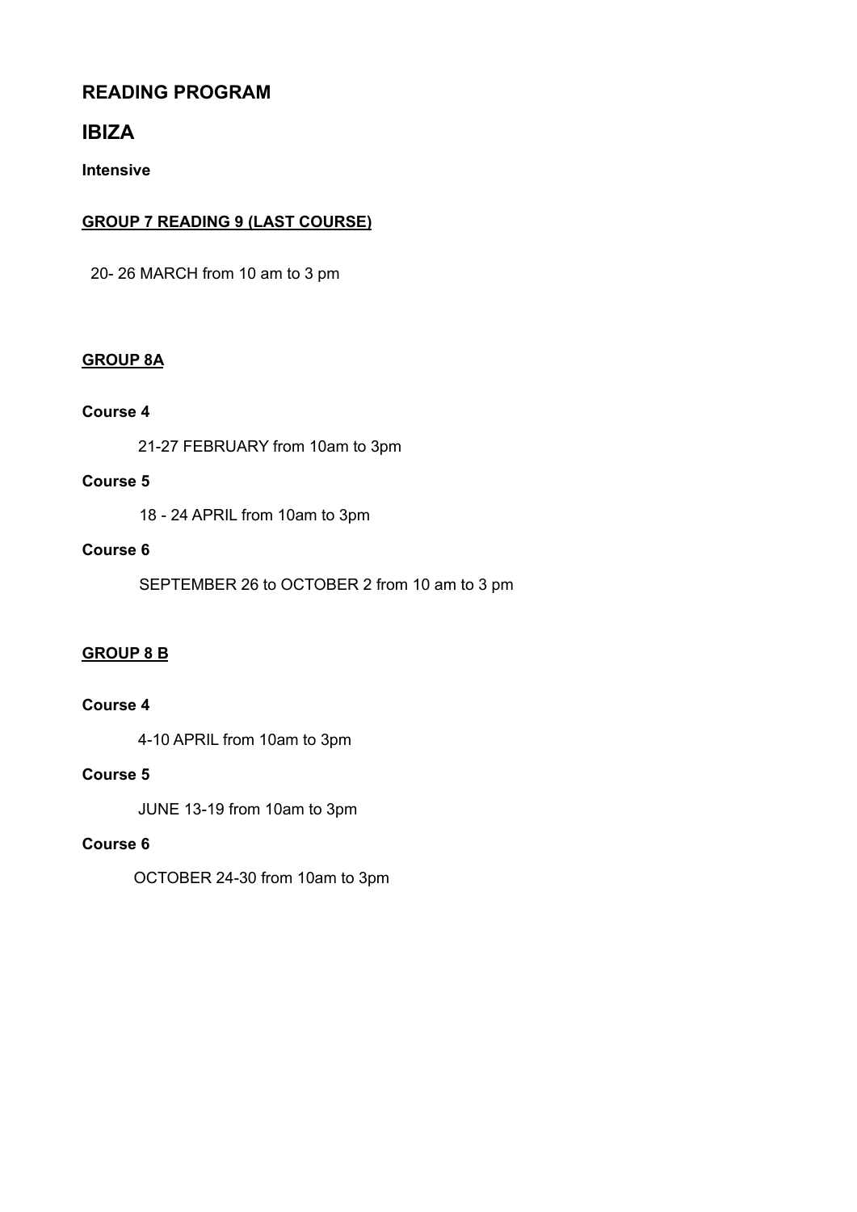## READING PROGRAM

## IBIZA

**Intensive**

**GROUP 7 READING 9 (LAST COURSE)**

20- 26 MARCH from 10 am to 3 pm

**GROUP 8A**

**Course 4**

21-27 FEBRUARY from 10am to 3pm

**Course 5**

18 - 24 APRIL from 10am to 3pm

**Course 6**

SEPTEMBER 26 to OCTOBER 2 from 10 am to 3 pm

**GROUP 8 B**

**Course 4**

4-10 APRIL from 10am to 3pm

**Course 5**

JUNE 13-19 from 10am to 3pm

**Course 6**

OCTOBER 24-30 from 10am to 3pm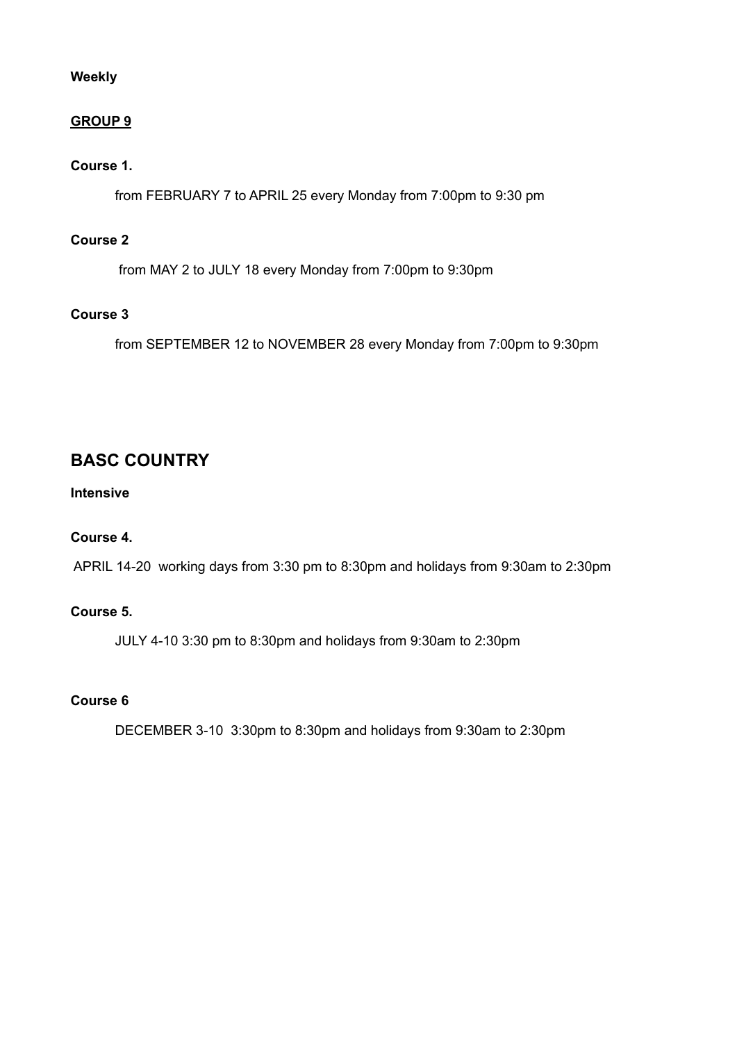**Weekly**

**GROUP 9**

**Course 1.**

from FEBRUARY 7 to APRIL 25 every Monday from 7:00pm to 9:30 pm

**Course 2**

from MAY 2 to JULY 18 every Monday from 7:00pm to 9:30pm

**Course 3**

from SEPTEMBER 12 to NOVEMBER 28 every Monday from 7:00pm to 9:30pm

## BASC COUNTRY

**Intensive**

**Course 4.**

APRIL 14-20 working days from 3:30 pm to 8:30pm and holidays from 9:30am to 2:30pm

**Course 5.**

JULY 4-10 3:30 pm to 8:30pm and holidays from 9:30am to 2:30pm

**Course 6**

DECEMBER 3-10 3:30pm to 8:30pm and holidays from 9:30am to 2:30pm